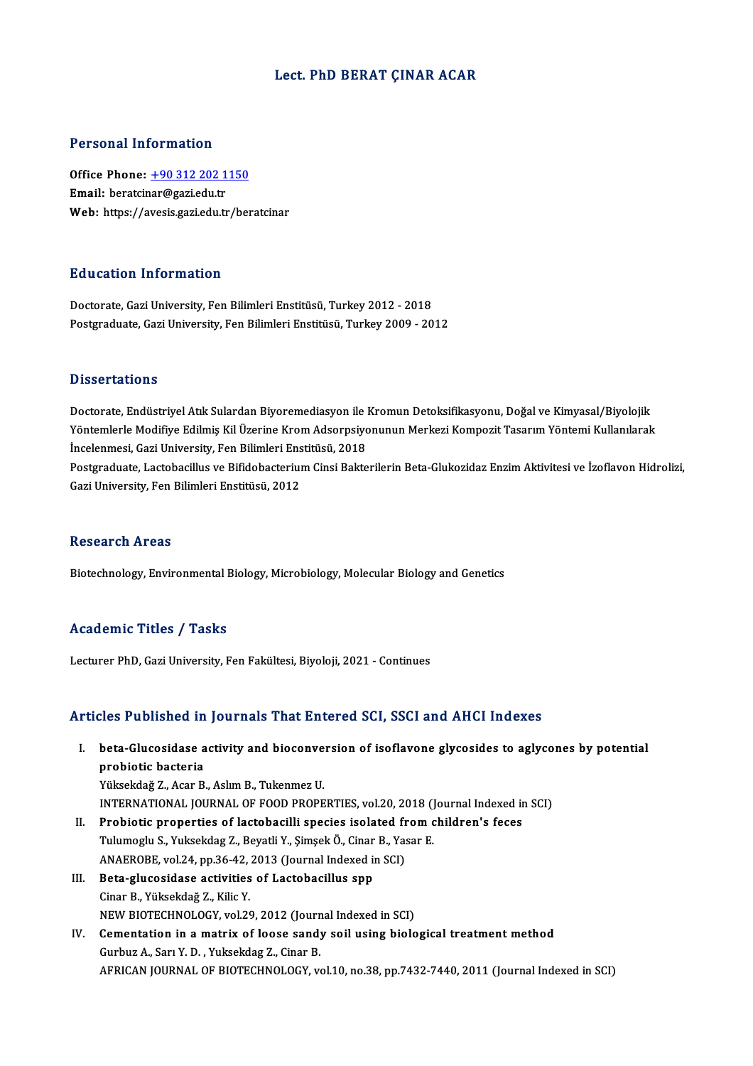# Lect. PhD BERAT ÇINAR ACAR

## Personal Information

**Office Phone:** +90 312 202 1150
**Email:** beratcinar@gazi.edu.tr
**Web:** https://avesis.gazi.edu.tr/beratcinar

## Education Information

Doctorate, Gazi University, Fen Bilimleri Enstitüsü, Turkey 2012 - 2018
Postgraduate, Gazi University, Fen Bilimleri Enstitüsü, Turkey 2009 - 2012

## Dissertations

Doctorate, Endüstriyel Atık Sulardan Biyoremediasyon ile Kromun Detoksifikasyonu, Doğal ve Kimyasal/Biyolojik Yöntemlerle Modifiye Edilmiş Kil Üzerine Krom Adsorpsiyonunun Merkezi Kompozit Tasarım Yöntemi Kullanılarak İncelenmesi, Gazi University, Fen Bilimleri Enstitüsü, 2018
Postgraduate, Lactobacillus ve Bifidobacterium Cinsi Bakterilerin Beta-Glukozidaz Enzim Aktivitesi ve İzoflavon Hidrolizi, Gazi University, Fen Bilimleri Enstitüsü, 2012

## Research Areas

Biotechnology, Environmental Biology, Microbiology, Molecular Biology and Genetics

## Academic Titles / Tasks

Lecturer PhD, Gazi University, Fen Fakültesi, Biyoloji, 2021 - Continues

## Articles Published in Journals That Entered SCI, SSCI and AHCI Indexes

I. **beta-Glucosidase activity and bioconversion of isoflavone glycosides to aglycones by potential probiotic bacteria**
   Yüksekdağ Z., Acar B., Aslım B., Tukenmez U.
   INTERNATIONAL JOURNAL OF FOOD PROPERTIES, vol.20, 2018 (Journal Indexed in SCI)
II. **Probiotic properties of lactobacilli species isolated from children's feces**
   Tulumoglu S., Yuksekdag Z., Beyatli Y., Şimşek Ö., Cinar B., Yasar E.
   ANAEROBE, vol.24, pp.36-42, 2013 (Journal Indexed in SCI)
III. **Beta-glucosidase activities of Lactobacillus spp**
   Cinar B., Yüksekdağ Z., Kilic Y.
   NEW BIOTECHNOLOGY, vol.29, 2012 (Journal Indexed in SCI)
IV. **Cementation in a matrix of loose sandy soil using biological treatment method**
   Gurbuz A., Sarı Y. D. , Yuksekdag Z., Cinar B.
   AFRICAN JOURNAL OF BIOTECHNOLOGY, vol.10, no.38, pp.7432-7440, 2011 (Journal Indexed in SCI)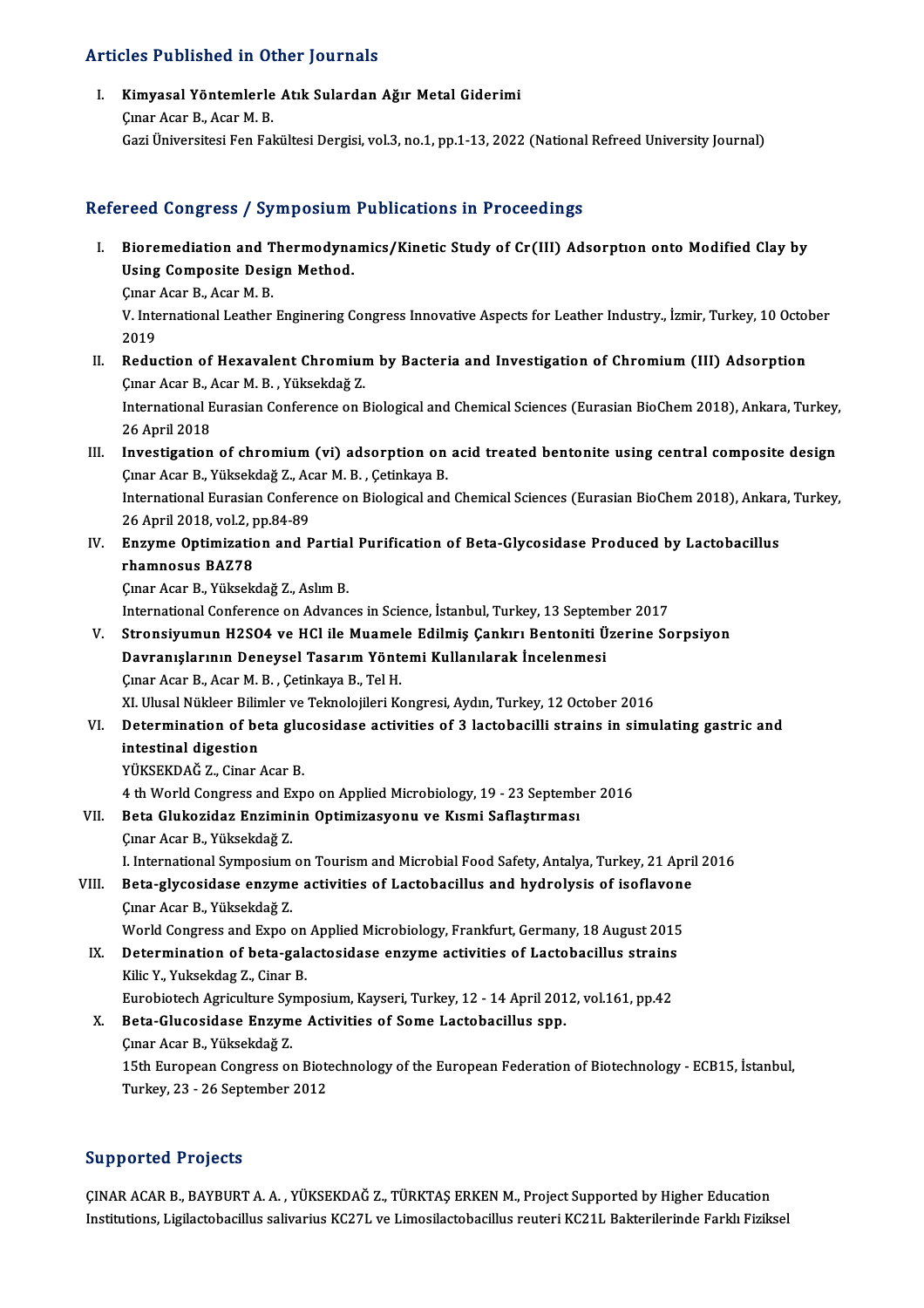## Articles Published in Other Journals

I. **Kimyasal Yöntemlerle Atık Sulardan Ağır Metal Giderimi**
   Çınar Acar B., Acar M. B.
   Gazi Üniversitesi Fen Fakültesi Dergisi, vol.3, no.1, pp.1-13, 2022 (National Refreed University Journal)

## Refereed Congress / Symposium Publications in Proceedings

I. **Bioremediation and Thermodynamics/Kinetic Study of Cr(III) Adsorptıon onto Modified Clay by Using Composite Design Method.**
   Çınar Acar B., Acar M. B.
   V. International Leather Enginering Congress Innovative Aspects for Leather Industry., İzmir, Turkey, 10 October 2019

II. **Reduction of Hexavalent Chromium by Bacteria and Investigation of Chromium (III) Adsorption**
   Çınar Acar B., Acar M. B. , Yüksekdağ Z.
   International Eurasian Conference on Biological and Chemical Sciences (Eurasian BioChem 2018), Ankara, Turkey, 26 April 2018

III. **Investigation of chromium (vi) adsorption on acid treated bentonite using central composite design**
   Çınar Acar B., Yüksekdağ Z., Acar M. B. , Çetinkaya B.
   International Eurasian Conference on Biological and Chemical Sciences (Eurasian BioChem 2018), Ankara, Turkey, 26 April 2018, vol.2, pp.84-89

IV. **Enzyme Optimization and Partial Purification of Beta-Glycosidase Produced by Lactobacillus rhamnosus BAZ78**
   Çınar Acar B., Yüksekdağ Z., Aslım B.
   International Conference on Advances in Science, İstanbul, Turkey, 13 September 2017

V. **Stronsiyumun H2SO4 ve HCl ile Muamele Edilmiş Çankırı Bentoniti Üzerine Sorpsiyon Davranışlarının Deneysel Tasarım Yöntemi Kullanılarak İncelenmesi**
   Çınar Acar B., Acar M. B. , Çetinkaya B., Tel H.
   XI. Ulusal Nükleer Bilimler ve Teknolojileri Kongresi, Aydın, Turkey, 12 October 2016

VI. **Determination of beta glucosidase activities of 3 lactobacilli strains in simulating gastric and intestinal digestion**
   YÜKSEKDAĞ Z., Cinar Acar B.
   4 th World Congress and Expo on Applied Microbiology, 19 - 23 September 2016

VII. **Beta Glukozidaz Enziminin Optimizasyonu ve Kısmi Saflaştırması**
   Çınar Acar B., Yüksekdağ Z.
   I. International Symposium on Tourism and Microbial Food Safety, Antalya, Turkey, 21 April 2016

VIII. **Beta-glycosidase enzyme activities of Lactobacillus and hydrolysis of isoflavone**
   Çınar Acar B., Yüksekdağ Z.
   World Congress and Expo on Applied Microbiology, Frankfurt, Germany, 18 August 2015

IX. **Determination of beta-galactosidase enzyme activities of Lactobacillus strains**
   Kilic Y., Yuksekdag Z., Cinar B.
   Eurobiotech Agriculture Symposium, Kayseri, Turkey, 12 - 14 April 2012, vol.161, pp.42

X. **Beta-Glucosidase Enzyme Activities of Some Lactobacillus spp.**
   Çınar Acar B., Yüksekdağ Z.
   15th European Congress on Biotechnology of the European Federation of Biotechnology - ECB15, İstanbul, Turkey, 23 - 26 September 2012

## Supported Projects

ÇINAR ACAR B., BAYBURT A. A. , YÜKSEKDAĞ Z., TÜRKTAŞ ERKEN M., Project Supported by Higher Education Institutions, Ligilactobacillus salivarius KC27L ve Limosilactobacillus reuteri KC21L Bakterilerinde Farklı Fiziksel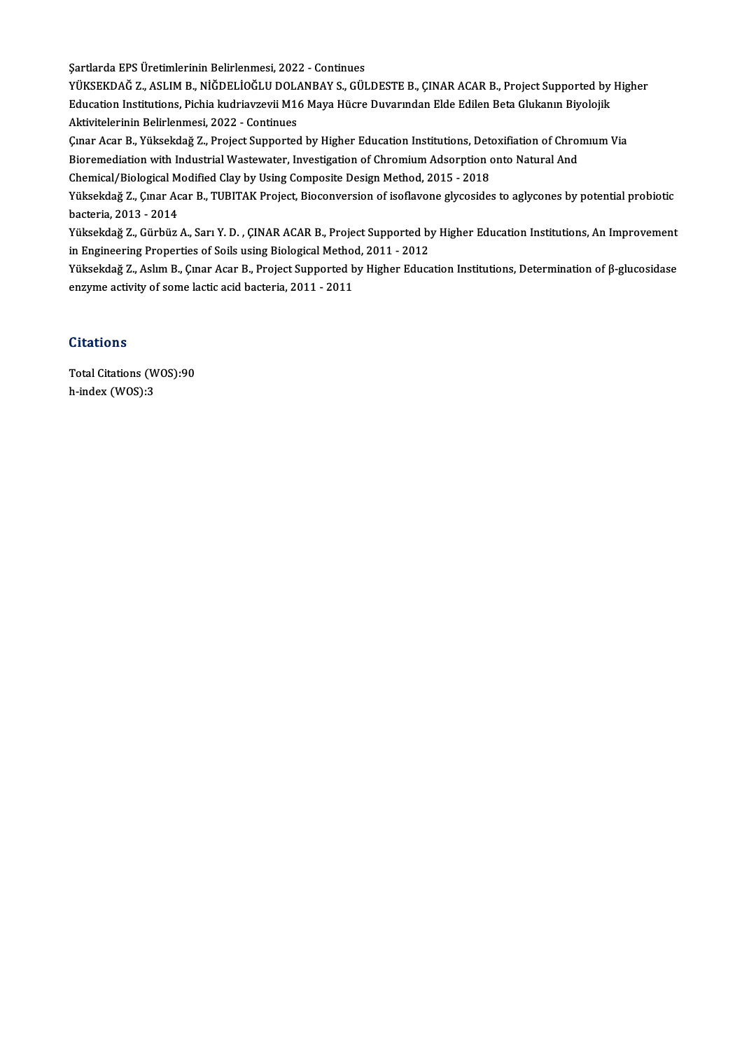Şartlarda EPS Üretimlerinin Belirlenmesi, 2022 - Continues

YÜKSEKDAĞ Z., ASLIM B., NİĞDELİOĞLU DOLANBAY S., GÜLDESTE B., ÇINAR ACAR B., Project Supported by Higher Education Institutions, Pichia kudriavzevii M16 Maya Hücre Duvarından Elde Edilen Beta Glukanın Biyolojik Aktivitelerinin Belirlenmesi, 2022 - Continues

Çınar Acar B., Yüksekdağ Z., Project Supported by Higher Education Institutions, Detoxifiation of Chromıum Via Bioremediation with Industrial Wastewater, Investigation of Chromium Adsorption onto Natural And Chemical/Biological Modified Clay by Using Composite Design Method, 2015 - 2018

Yüksekdağ Z., Çınar Acar B., TUBITAK Project, Bioconversion of isoflavone glycosides to aglycones by potential probiotic bacteria, 2013 - 2014

Yüksekdağ Z., Gürbüz A., Sarı Y. D. , ÇINAR ACAR B., Project Supported by Higher Education Institutions, An Improvement in Engineering Properties of Soils using Biological Method, 2011 - 2012

Yüksekdağ Z., Aslım B., Çınar Acar B., Project Supported by Higher Education Institutions, Determination of β-glucosidase enzyme activity of some lactic acid bacteria, 2011 - 2011

## Citations

Total Citations (WOS):90

h-index (WOS):3